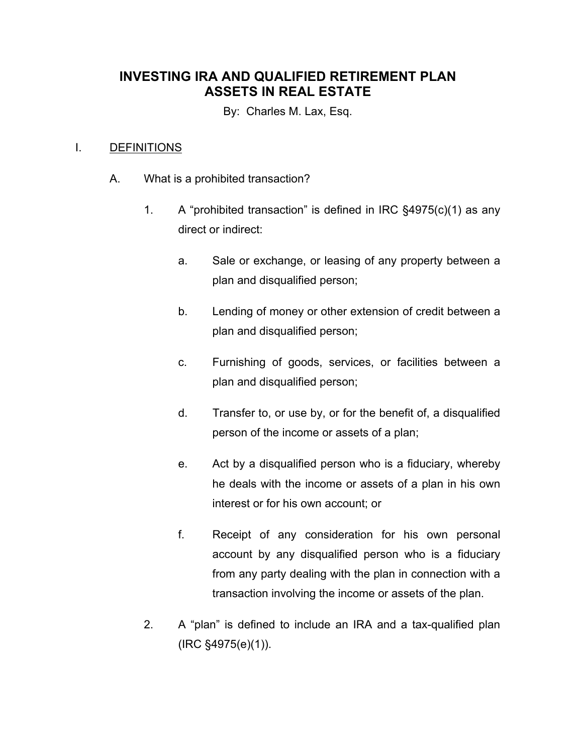# INVESTING IRA AND QUALIFIED RETIREMENT PLAN ASSETS IN REAL ESTATE

By: Charles M. Lax, Esq.

## I. DEFINITIONS

### A. What is a prohibited transaction?

1. A "prohibited transaction" is defined in IRC §4975(c)(1) as any direct or indirect:

   a. Sale or exchange, or leasing of any property between a plan and disqualified person;

   b. Lending of money or other extension of credit between a plan and disqualified person;

   c. Furnishing of goods, services, or facilities between a plan and disqualified person;

   d. Transfer to, or use by, or for the benefit of, a disqualified person of the income or assets of a plan;

   e. Act by a disqualified person who is a fiduciary, whereby he deals with the income or assets of a plan in his own interest or for his own account; or

   f. Receipt of any consideration for his own personal account by any disqualified person who is a fiduciary from any party dealing with the plan in connection with a transaction involving the income or assets of the plan.

2. A "plan" is defined to include an IRA and a tax-qualified plan (IRC §4975(e)(1)).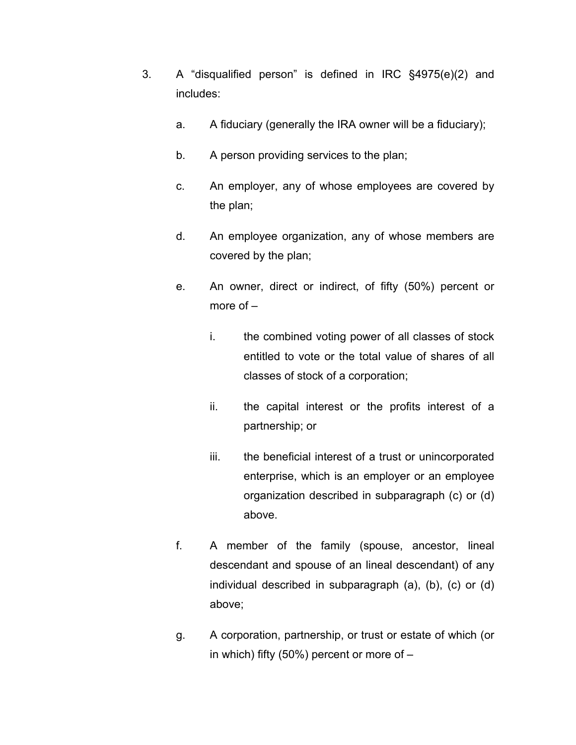3. A "disqualified person" is defined in IRC §4975(e)(2) and includes:

   a. A fiduciary (generally the IRA owner will be a fiduciary);

   b. A person providing services to the plan;

   c. An employer, any of whose employees are covered by the plan;

   d. An employee organization, any of whose members are covered by the plan;

   e. An owner, direct or indirect, of fifty (50%) percent or more of –

      i. the combined voting power of all classes of stock entitled to vote or the total value of shares of all classes of stock of a corporation;

      ii. the capital interest or the profits interest of a partnership; or

      iii. the beneficial interest of a trust or unincorporated enterprise, which is an employer or an employee organization described in subparagraph (c) or (d) above.

   f. A member of the family (spouse, ancestor, lineal descendant and spouse of an lineal descendant) of any individual described in subparagraph (a), (b), (c) or (d) above;

   g. A corporation, partnership, or trust or estate of which (or in which) fifty (50%) percent or more of –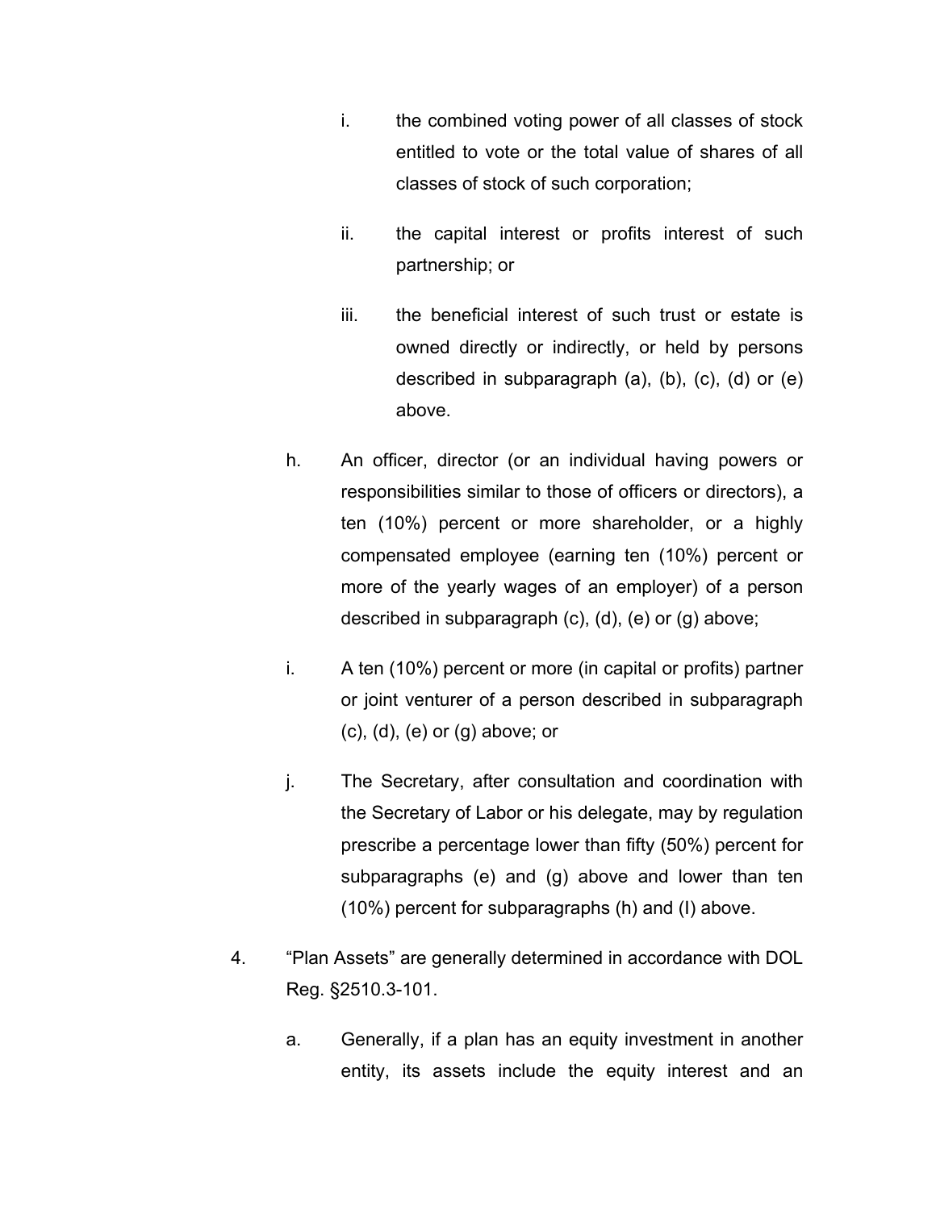i. the combined voting power of all classes of stock entitled to vote or the total value of shares of all classes of stock of such corporation;

   ii. the capital interest or profits interest of such partnership; or

   iii. the beneficial interest of such trust or estate is owned directly or indirectly, or held by persons described in subparagraph (a), (b), (c), (d) or (e) above.

h. An officer, director (or an individual having powers or responsibilities similar to those of officers or directors), a ten (10%) percent or more shareholder, or a highly compensated employee (earning ten (10%) percent or more of the yearly wages of an employer) of a person described in subparagraph (c), (d), (e) or (g) above;

i. A ten (10%) percent or more (in capital or profits) partner or joint venturer of a person described in subparagraph (c), (d), (e) or (g) above; or

j. The Secretary, after consultation and coordination with the Secretary of Labor or his delegate, may by regulation prescribe a percentage lower than fifty (50%) percent for subparagraphs (e) and (g) above and lower than ten (10%) percent for subparagraphs (h) and (I) above.

4. "Plan Assets" are generally determined in accordance with DOL Reg. §2510.3-101.

   a. Generally, if a plan has an equity investment in another entity, its assets include the equity interest and an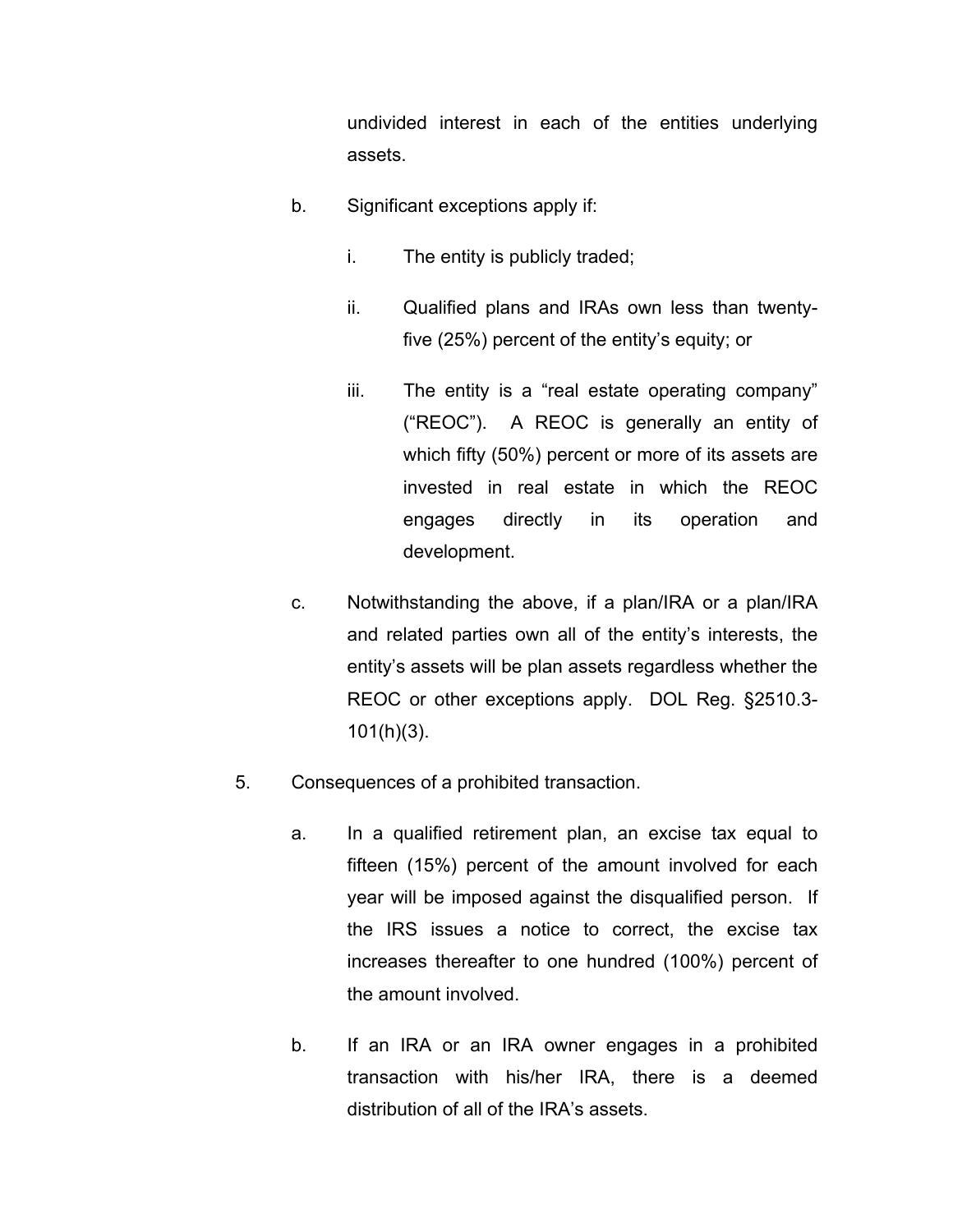undivided interest in each of the entities underlying assets.

b. Significant exceptions apply if:

   i. The entity is publicly traded;

   ii. Qualified plans and IRAs own less than twenty-five (25%) percent of the entity's equity; or

   iii. The entity is a "real estate operating company" ("REOC"). A REOC is generally an entity of which fifty (50%) percent or more of its assets are invested in real estate in which the REOC engages directly in its operation and development.

c. Notwithstanding the above, if a plan/IRA or a plan/IRA and related parties own all of the entity's interests, the entity's assets will be plan assets regardless whether the REOC or other exceptions apply. DOL Reg. §2510.3-101(h)(3).

5. Consequences of a prohibited transaction.

   a. In a qualified retirement plan, an excise tax equal to fifteen (15%) percent of the amount involved for each year will be imposed against the disqualified person. If the IRS issues a notice to correct, the excise tax increases thereafter to one hundred (100%) percent of the amount involved.

   b. If an IRA or an IRA owner engages in a prohibited transaction with his/her IRA, there is a deemed distribution of all of the IRA's assets.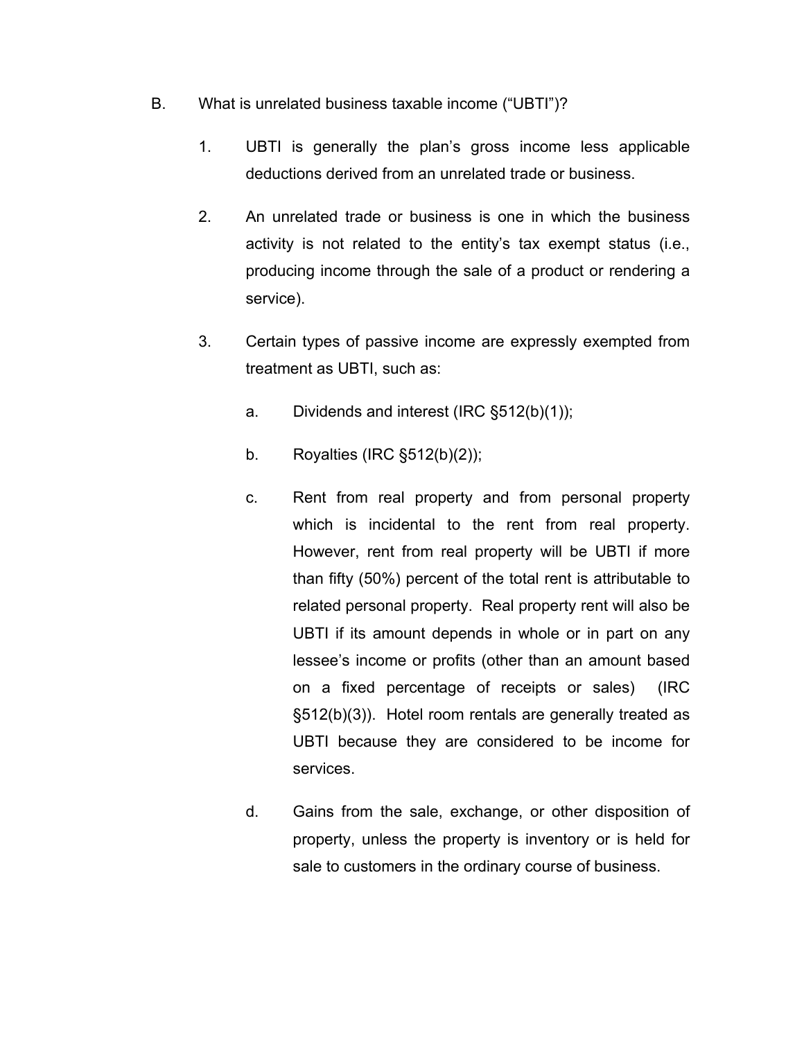B. What is unrelated business taxable income ("UBTI")?

1. UBTI is generally the plan's gross income less applicable deductions derived from an unrelated trade or business.

2. An unrelated trade or business is one in which the business activity is not related to the entity's tax exempt status (i.e., producing income through the sale of a product or rendering a service).

3. Certain types of passive income are expressly exempted from treatment as UBTI, such as:

   a. Dividends and interest (IRC §512(b)(1));

   b. Royalties (IRC §512(b)(2));

   c. Rent from real property and from personal property which is incidental to the rent from real property. However, rent from real property will be UBTI if more than fifty (50%) percent of the total rent is attributable to related personal property. Real property rent will also be UBTI if its amount depends in whole or in part on any lessee's income or profits (other than an amount based on a fixed percentage of receipts or sales) (IRC §512(b)(3)). Hotel room rentals are generally treated as UBTI because they are considered to be income for services.

   d. Gains from the sale, exchange, or other disposition of property, unless the property is inventory or is held for sale to customers in the ordinary course of business.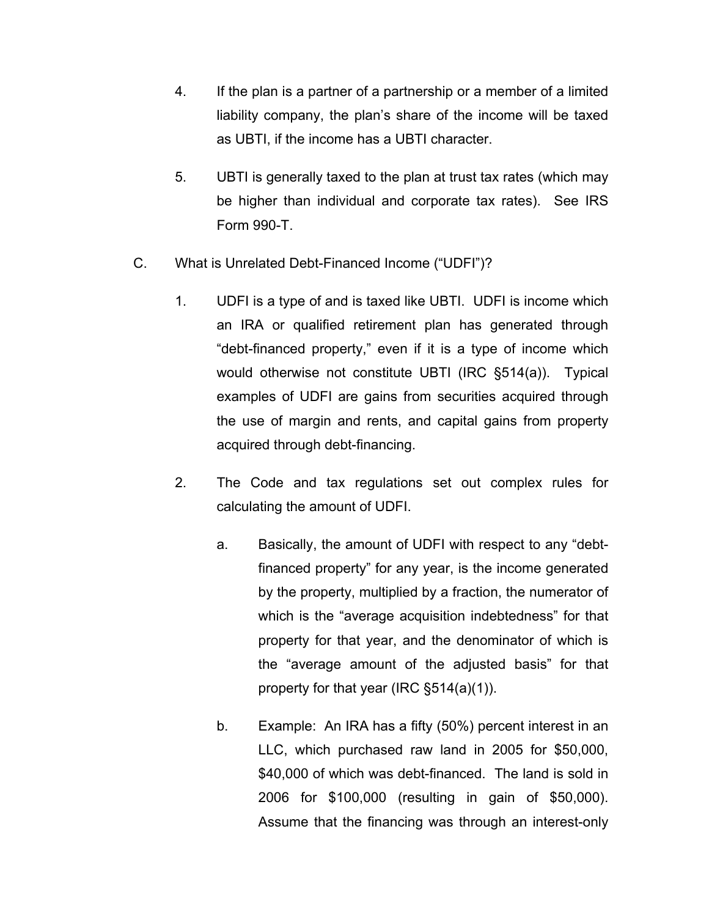4. If the plan is a partner of a partnership or a member of a limited liability company, the plan's share of the income will be taxed as UBTI, if the income has a UBTI character.

5. UBTI is generally taxed to the plan at trust tax rates (which may be higher than individual and corporate tax rates). See IRS Form 990-T.

C. What is Unrelated Debt-Financed Income ("UDFI")?

1. UDFI is a type of and is taxed like UBTI. UDFI is income which an IRA or qualified retirement plan has generated through "debt-financed property," even if it is a type of income which would otherwise not constitute UBTI (IRC §514(a)). Typical examples of UDFI are gains from securities acquired through the use of margin and rents, and capital gains from property acquired through debt-financing.

2. The Code and tax regulations set out complex rules for calculating the amount of UDFI.

   a. Basically, the amount of UDFI with respect to any "debt-financed property" for any year, is the income generated by the property, multiplied by a fraction, the numerator of which is the "average acquisition indebtedness" for that property for that year, and the denominator of which is the "average amount of the adjusted basis" for that property for that year (IRC §514(a)(1)).

   b. Example: An IRA has a fifty (50%) percent interest in an LLC, which purchased raw land in 2005 for $50,000, $40,000 of which was debt-financed. The land is sold in 2006 for $100,000 (resulting in gain of $50,000). Assume that the financing was through an interest-only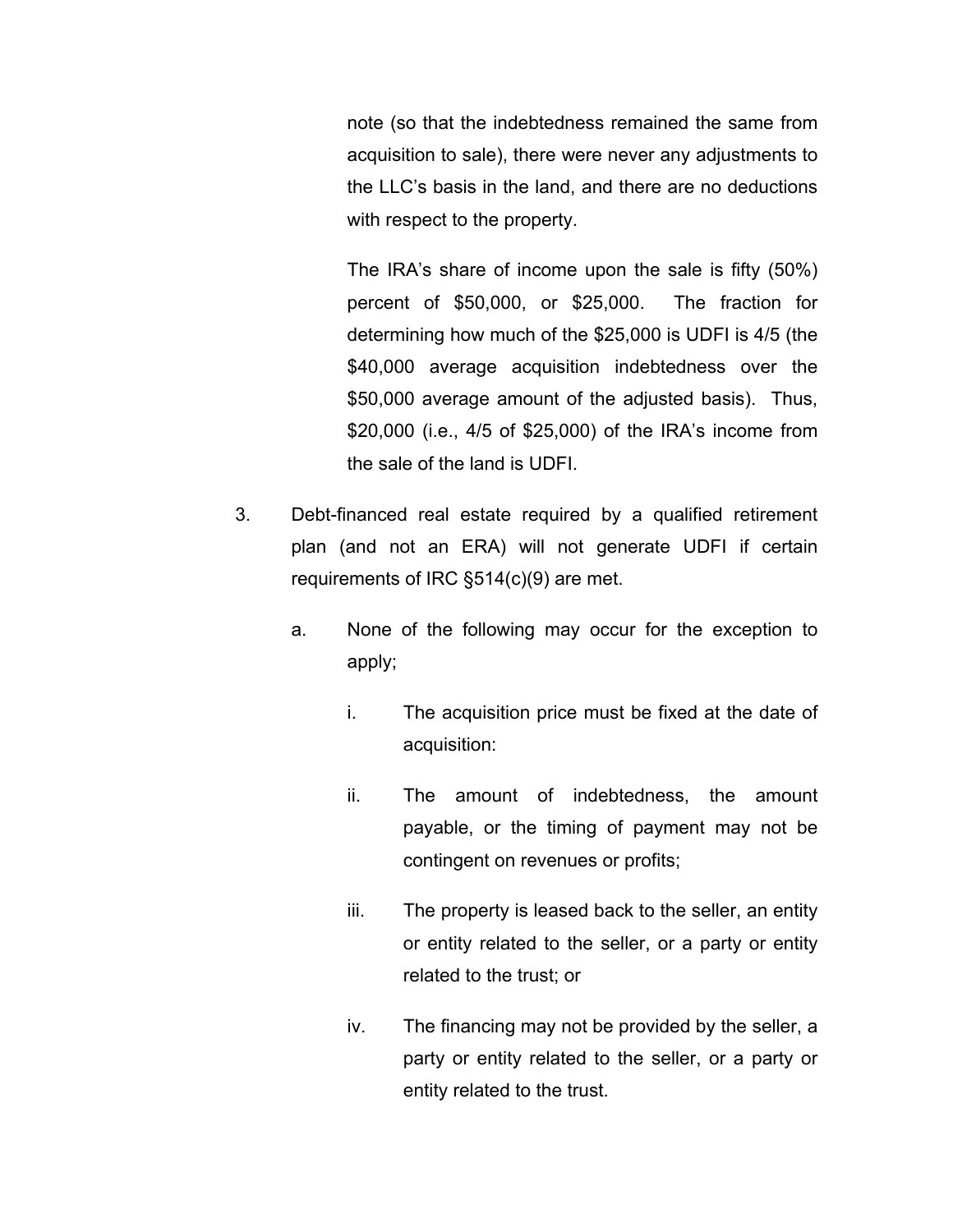note (so that the indebtedness remained the same from acquisition to sale), there were never any adjustments to the LLC's basis in the land, and there are no deductions with respect to the property.

The IRA's share of income upon the sale is fifty (50%) percent of $50,000, or $25,000. The fraction for determining how much of the $25,000 is UDFI is 4/5 (the $40,000 average acquisition indebtedness over the $50,000 average amount of the adjusted basis). Thus, $20,000 (i.e., 4/5 of $25,000) of the IRA's income from the sale of the land is UDFI.

3. Debt-financed real estate required by a qualified retirement plan (and not an ERA) will not generate UDFI if certain requirements of IRC §514(c)(9) are met.

   a. None of the following may occur for the exception to apply;

      i. The acquisition price must be fixed at the date of acquisition:

      ii. The amount of indebtedness, the amount payable, or the timing of payment may not be contingent on revenues or profits;

      iii. The property is leased back to the seller, an entity or entity related to the seller, or a party or entity related to the trust; or

      iv. The financing may not be provided by the seller, a party or entity related to the seller, or a party or entity related to the trust.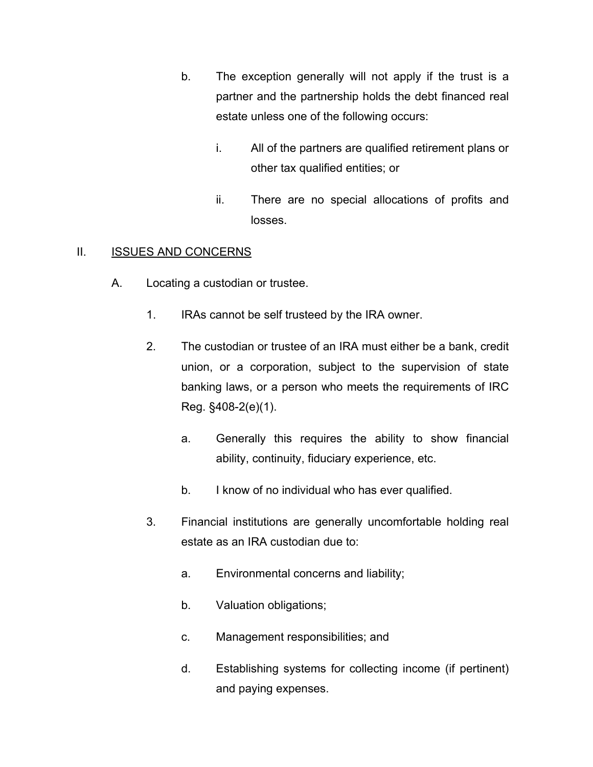b. The exception generally will not apply if the trust is a partner and the partnership holds the debt financed real estate unless one of the following occurs:

   i. All of the partners are qualified retirement plans or other tax qualified entities; or

   ii. There are no special allocations of profits and losses.

## II. <u>ISSUES AND CONCERNS</u>

A. Locating a custodian or trustee.

1. IRAs cannot be self trusteed by the IRA owner.

2. The custodian or trustee of an IRA must either be a bank, credit union, or a corporation, subject to the supervision of state banking laws, or a person who meets the requirements of IRC Reg. §408-2(e)(1).

   a. Generally this requires the ability to show financial ability, continuity, fiduciary experience, etc.

   b. I know of no individual who has ever qualified.

3. Financial institutions are generally uncomfortable holding real estate as an IRA custodian due to:

   a. Environmental concerns and liability;

   b. Valuation obligations;

   c. Management responsibilities; and

   d. Establishing systems for collecting income (if pertinent) and paying expenses.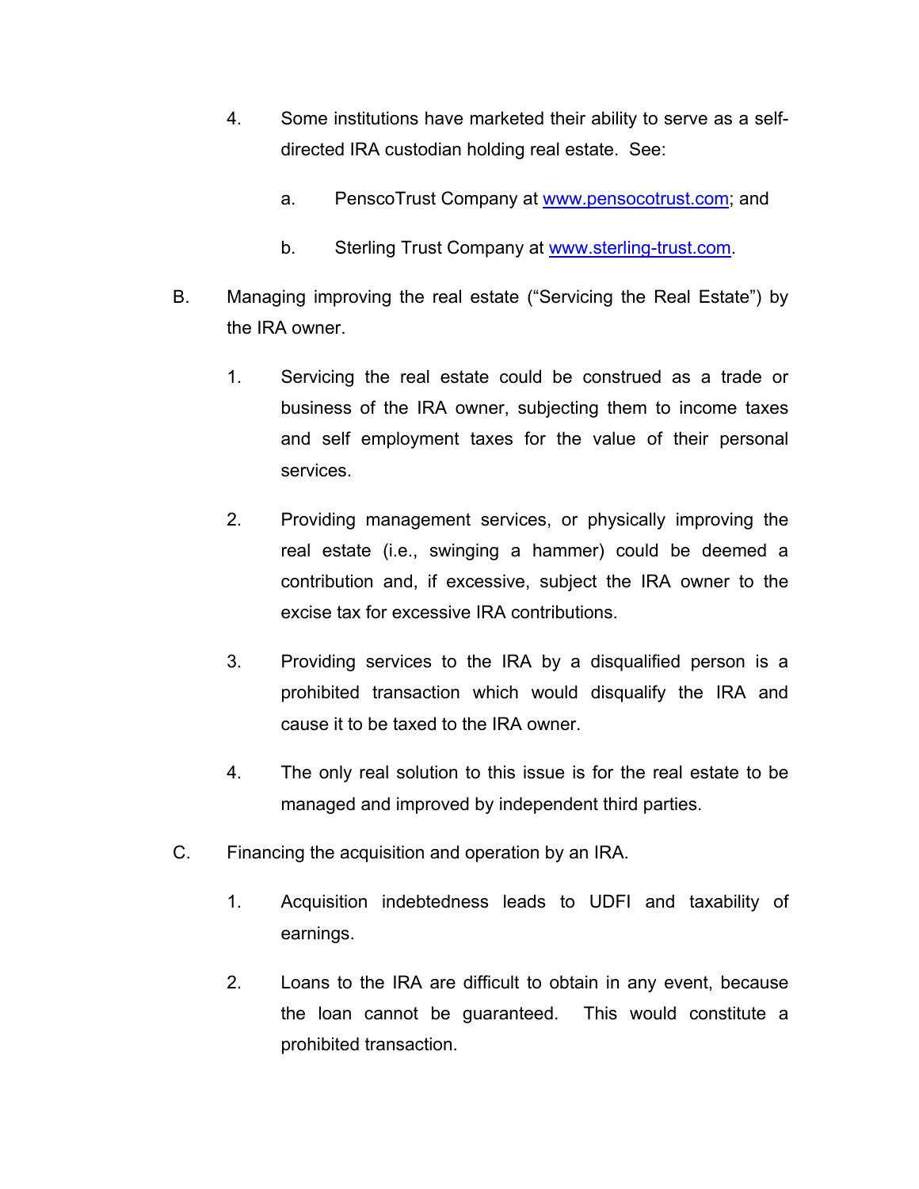4. Some institutions have marketed their ability to serve as a self-directed IRA custodian holding real estate. See:

   a. PenscoTrust Company at [www.pensocotrust.com](http://www.pensocotrust.com); and

   b. Sterling Trust Company at [www.sterling-trust.com](http://www.sterling-trust.com).

B. Managing improving the real estate ("Servicing the Real Estate") by the IRA owner.

   1. Servicing the real estate could be construed as a trade or business of the IRA owner, subjecting them to income taxes and self employment taxes for the value of their personal services.

   2. Providing management services, or physically improving the real estate (i.e., swinging a hammer) could be deemed a contribution and, if excessive, subject the IRA owner to the excise tax for excessive IRA contributions.

   3. Providing services to the IRA by a disqualified person is a prohibited transaction which would disqualify the IRA and cause it to be taxed to the IRA owner.

   4. The only real solution to this issue is for the real estate to be managed and improved by independent third parties.

C. Financing the acquisition and operation by an IRA.

   1. Acquisition indebtedness leads to UDFI and taxability of earnings.

   2. Loans to the IRA are difficult to obtain in any event, because the loan cannot be guaranteed. This would constitute a prohibited transaction.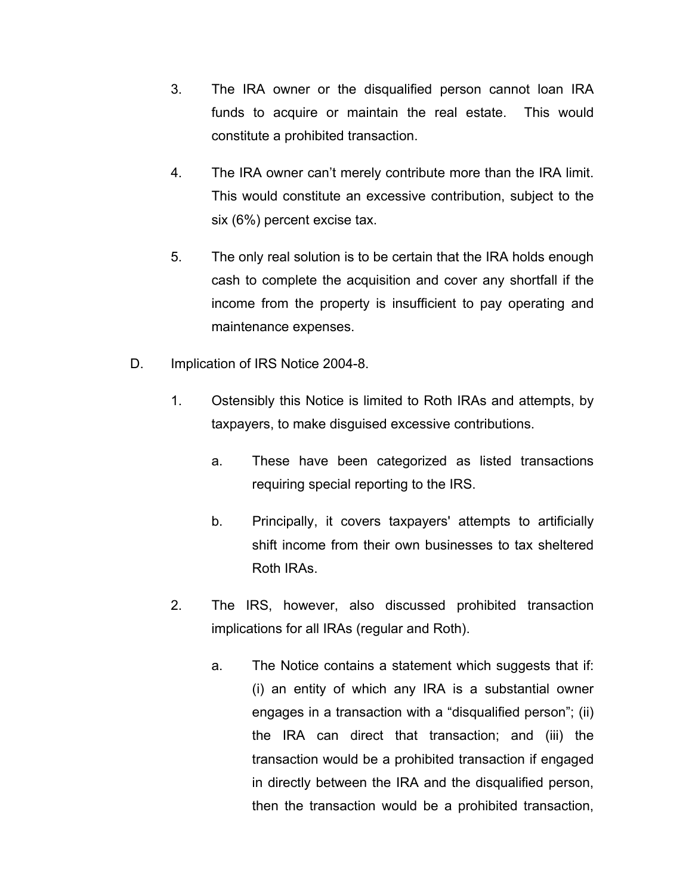3. The IRA owner or the disqualified person cannot loan IRA funds to acquire or maintain the real estate. This would constitute a prohibited transaction.

4. The IRA owner can't merely contribute more than the IRA limit. This would constitute an excessive contribution, subject to the six (6%) percent excise tax.

5. The only real solution is to be certain that the IRA holds enough cash to complete the acquisition and cover any shortfall if the income from the property is insufficient to pay operating and maintenance expenses.

D. Implication of IRS Notice 2004-8.

   1. Ostensibly this Notice is limited to Roth IRAs and attempts, by taxpayers, to make disguised excessive contributions.

      a. These have been categorized as listed transactions requiring special reporting to the IRS.

      b. Principally, it covers taxpayers' attempts to artificially shift income from their own businesses to tax sheltered Roth IRAs.

   2. The IRS, however, also discussed prohibited transaction implications for all IRAs (regular and Roth).

      a. The Notice contains a statement which suggests that if: (i) an entity of which any IRA is a substantial owner engages in a transaction with a "disqualified person"; (ii) the IRA can direct that transaction; and (iii) the transaction would be a prohibited transaction if engaged in directly between the IRA and the disqualified person, then the transaction would be a prohibited transaction,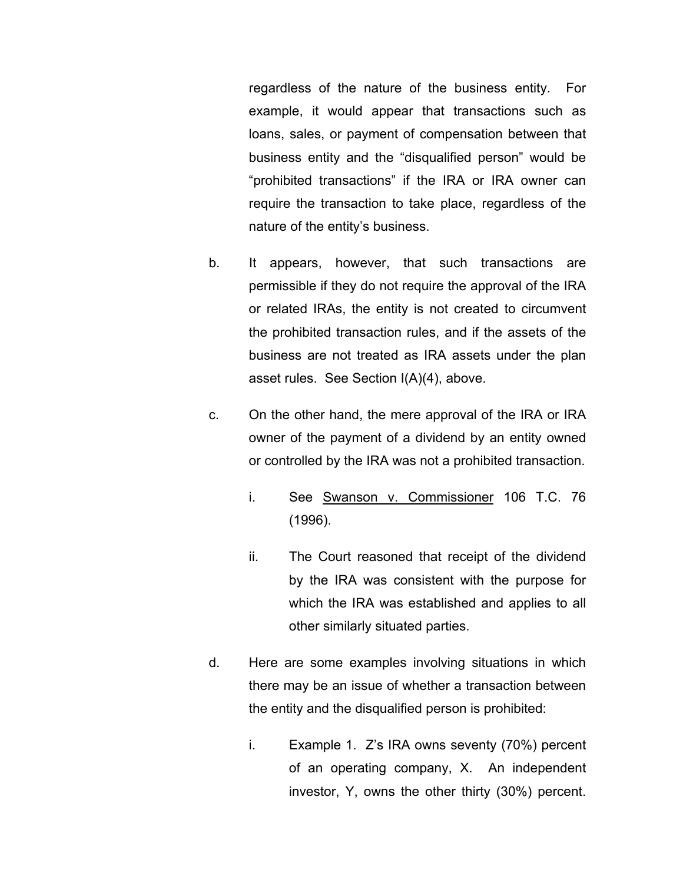regardless of the nature of the business entity. For example, it would appear that transactions such as loans, sales, or payment of compensation between that business entity and the "disqualified person" would be "prohibited transactions" if the IRA or IRA owner can require the transaction to take place, regardless of the nature of the entity's business.

b. It appears, however, that such transactions are permissible if they do not require the approval of the IRA or related IRAs, the entity is not created to circumvent the prohibited transaction rules, and if the assets of the business are not treated as IRA assets under the plan asset rules. See Section I(A)(4), above.

c. On the other hand, the mere approval of the IRA or IRA owner of the payment of a dividend by an entity owned or controlled by the IRA was not a prohibited transaction.

   i. See Swanson v. Commissioner 106 T.C. 76 (1996).

   ii. The Court reasoned that receipt of the dividend by the IRA was consistent with the purpose for which the IRA was established and applies to all other similarly situated parties.

d. Here are some examples involving situations in which there may be an issue of whether a transaction between the entity and the disqualified person is prohibited:

   i. Example 1. Z's IRA owns seventy (70%) percent of an operating company, X. An independent investor, Y, owns the other thirty (30%) percent.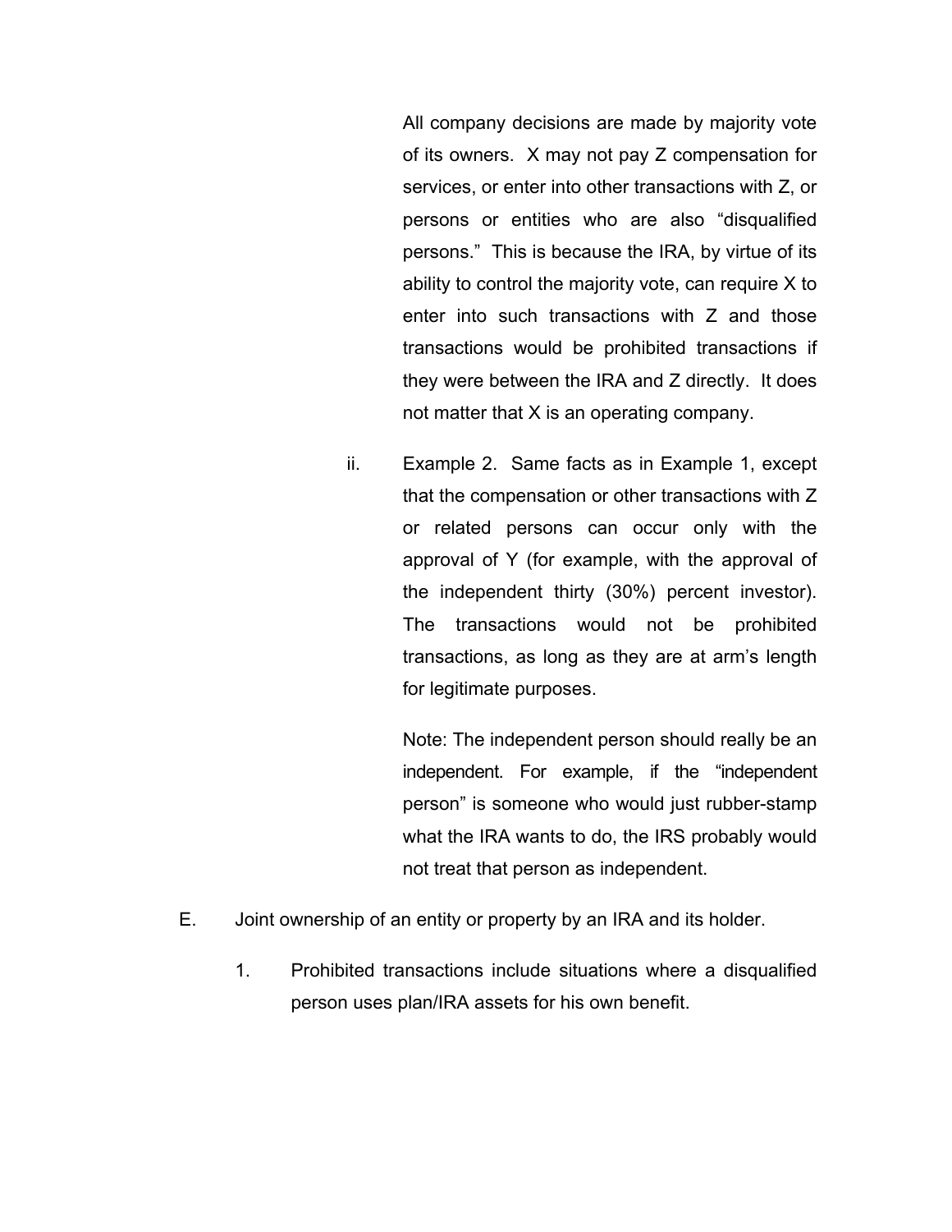All company decisions are made by majority vote of its owners. X may not pay Z compensation for services, or enter into other transactions with Z, or persons or entities who are also "disqualified persons." This is because the IRA, by virtue of its ability to control the majority vote, can require X to enter into such transactions with Z and those transactions would be prohibited transactions if they were between the IRA and Z directly. It does not matter that X is an operating company.

ii. Example 2. Same facts as in Example 1, except that the compensation or other transactions with Z or related persons can occur only with the approval of Y (for example, with the approval of the independent thirty (30%) percent investor). The transactions would not be prohibited transactions, as long as they are at arm's length for legitimate purposes.

Note: The independent person should really be an independent. For example, if the "independent person" is someone who would just rubber-stamp what the IRA wants to do, the IRS probably would not treat that person as independent.

E. Joint ownership of an entity or property by an IRA and its holder.

1. Prohibited transactions include situations where a disqualified person uses plan/IRA assets for his own benefit.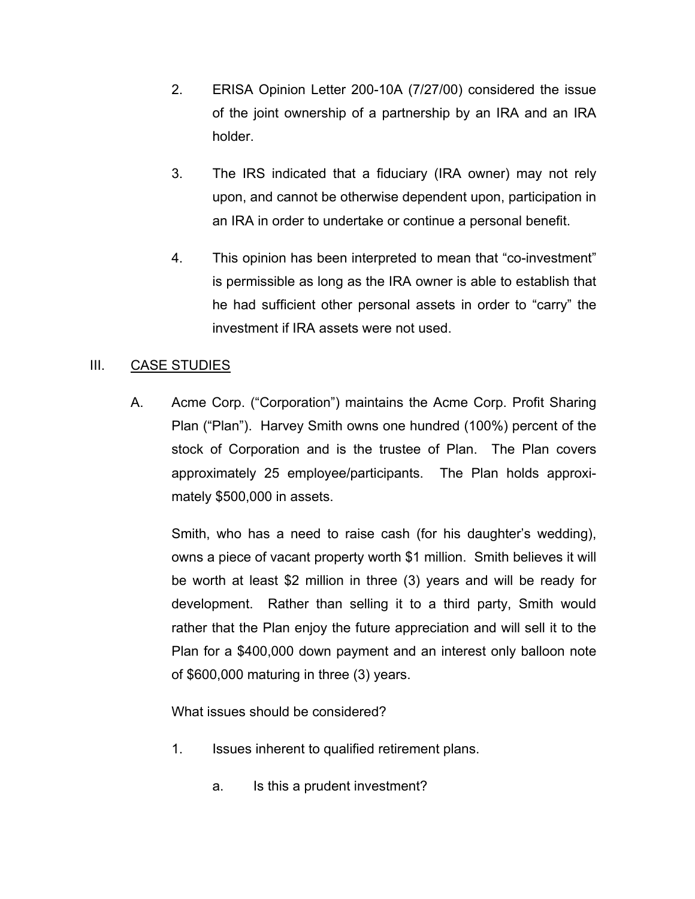2. ERISA Opinion Letter 200-10A (7/27/00) considered the issue of the joint ownership of a partnership by an IRA and an IRA holder.

3. The IRS indicated that a fiduciary (IRA owner) may not rely upon, and cannot be otherwise dependent upon, participation in an IRA in order to undertake or continue a personal benefit.

4. This opinion has been interpreted to mean that "co-investment" is permissible as long as the IRA owner is able to establish that he had sufficient other personal assets in order to "carry" the investment if IRA assets were not used.

## III. CASE STUDIES

A. Acme Corp. ("Corporation") maintains the Acme Corp. Profit Sharing Plan ("Plan"). Harvey Smith owns one hundred (100%) percent of the stock of Corporation and is the trustee of Plan. The Plan covers approximately 25 employee/participants. The Plan holds approximately $500,000 in assets.

Smith, who has a need to raise cash (for his daughter's wedding), owns a piece of vacant property worth $1 million. Smith believes it will be worth at least $2 million in three (3) years and will be ready for development. Rather than selling it to a third party, Smith would rather that the Plan enjoy the future appreciation and will sell it to the Plan for a $400,000 down payment and an interest only balloon note of $600,000 maturing in three (3) years.

What issues should be considered?

1. Issues inherent to qualified retirement plans.

   a. Is this a prudent investment?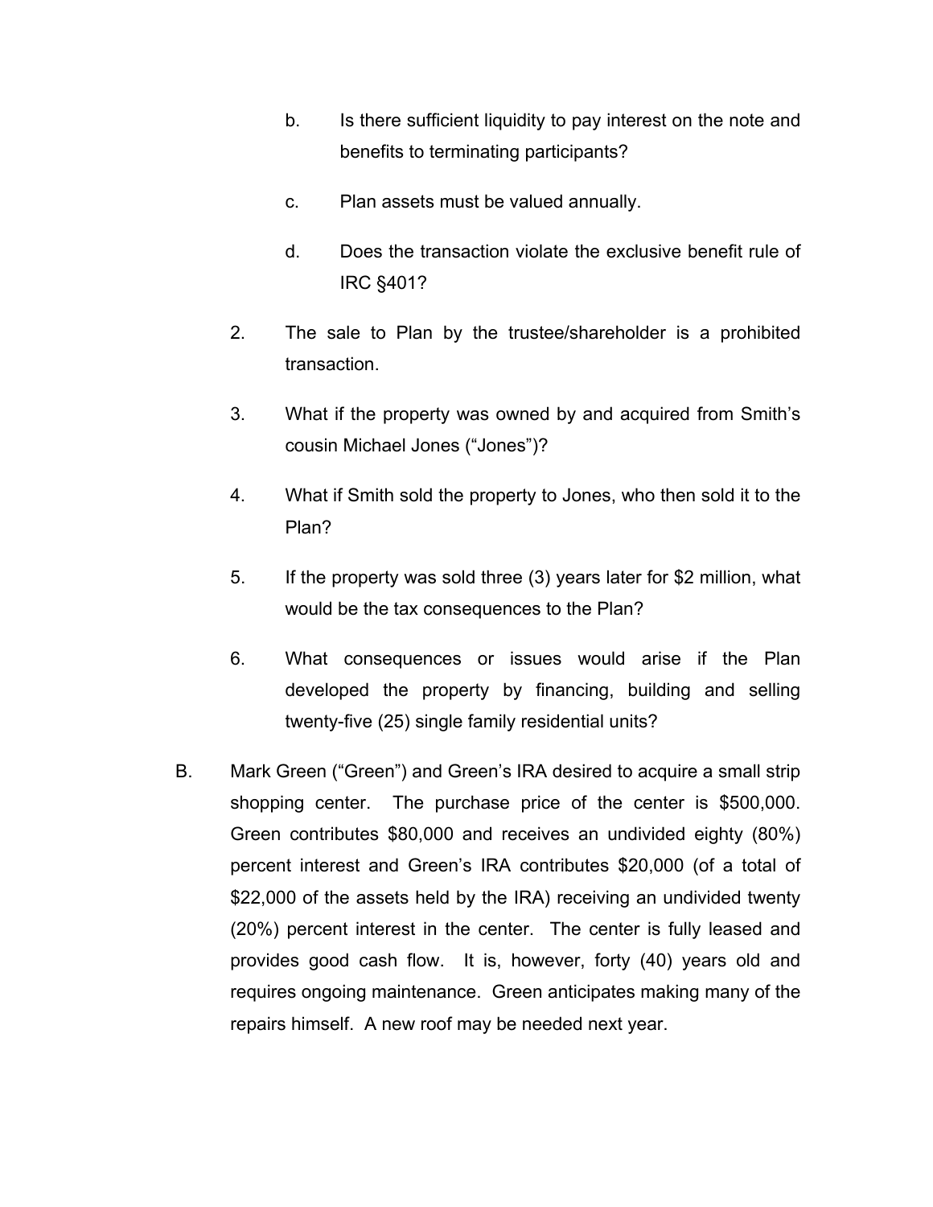b. Is there sufficient liquidity to pay interest on the note and benefits to terminating participants?

c. Plan assets must be valued annually.

d. Does the transaction violate the exclusive benefit rule of IRC §401?

2. The sale to Plan by the trustee/shareholder is a prohibited transaction.

3. What if the property was owned by and acquired from Smith's cousin Michael Jones ("Jones")?

4. What if Smith sold the property to Jones, who then sold it to the Plan?

5. If the property was sold three (3) years later for $2 million, what would be the tax consequences to the Plan?

6. What consequences or issues would arise if the Plan developed the property by financing, building and selling twenty-five (25) single family residential units?

B. Mark Green ("Green") and Green's IRA desired to acquire a small strip shopping center. The purchase price of the center is $500,000. Green contributes $80,000 and receives an undivided eighty (80%) percent interest and Green's IRA contributes $20,000 (of a total of $22,000 of the assets held by the IRA) receiving an undivided twenty (20%) percent interest in the center. The center is fully leased and provides good cash flow. It is, however, forty (40) years old and requires ongoing maintenance. Green anticipates making many of the repairs himself. A new roof may be needed next year.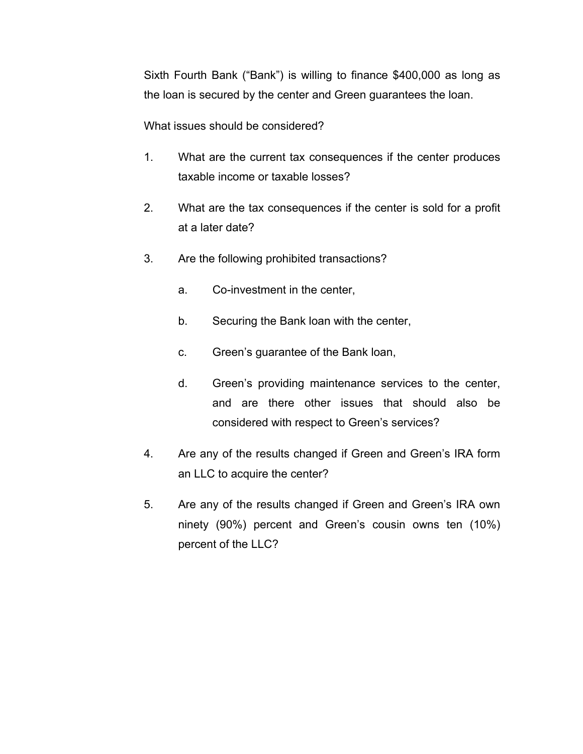Sixth Fourth Bank ("Bank") is willing to finance $400,000 as long as the loan is secured by the center and Green guarantees the loan.

What issues should be considered?

1. What are the current tax consequences if the center produces taxable income or taxable losses?

2. What are the tax consequences if the center is sold for a profit at a later date?

3. Are the following prohibited transactions?

   a. Co-investment in the center,

   b. Securing the Bank loan with the center,

   c. Green's guarantee of the Bank loan,

   d. Green's providing maintenance services to the center, and are there other issues that should also be considered with respect to Green's services?

4. Are any of the results changed if Green and Green's IRA form an LLC to acquire the center?

5. Are any of the results changed if Green and Green's IRA own ninety (90%) percent and Green's cousin owns ten (10%) percent of the LLC?